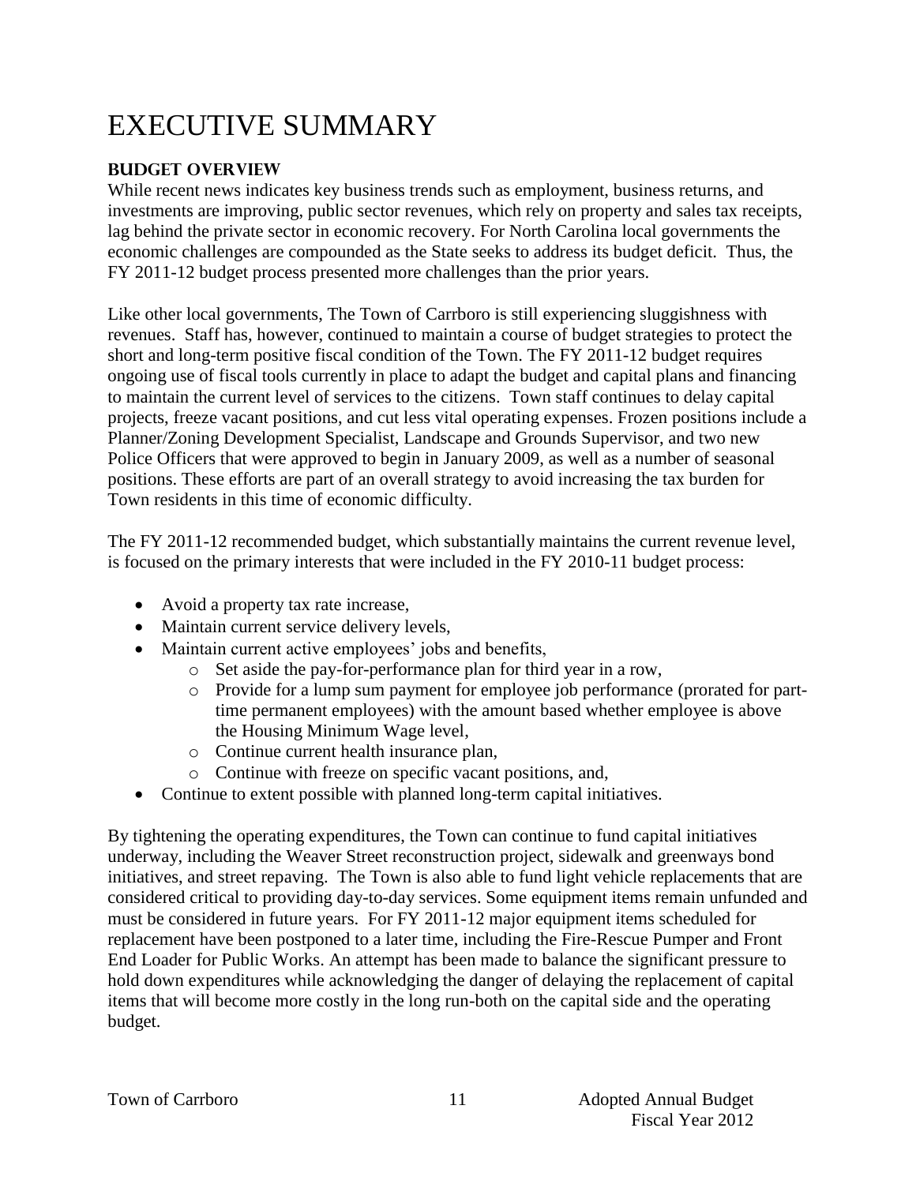# EXECUTIVE SUMMARY

## BUDGET OVERVIEW

While recent news indicates key business trends such as employment, business returns, and investments are improving, public sector revenues, which rely on property and sales tax receipts, lag behind the private sector in economic recovery. For North Carolina local governments the economic challenges are compounded as the State seeks to address its budget deficit. Thus, the FY 2011-12 budget process presented more challenges than the prior years.

Like other local governments, The Town of Carrboro is still experiencing sluggishness with revenues. Staff has, however, continued to maintain a course of budget strategies to protect the short and long-term positive fiscal condition of the Town. The FY 2011-12 budget requires ongoing use of fiscal tools currently in place to adapt the budget and capital plans and financing to maintain the current level of services to the citizens. Town staff continues to delay capital projects, freeze vacant positions, and cut less vital operating expenses. Frozen positions include a Planner/Zoning Development Specialist, Landscape and Grounds Supervisor, and two new Police Officers that were approved to begin in January 2009, as well as a number of seasonal positions. These efforts are part of an overall strategy to avoid increasing the tax burden for Town residents in this time of economic difficulty.

The FY 2011-12 recommended budget, which substantially maintains the current revenue level, is focused on the primary interests that were included in the FY 2010-11 budget process:

- Avoid a property tax rate increase,
- Maintain current service delivery levels,
- Maintain current active employees' jobs and benefits,
  - Set aside the pay-for-performance plan for third year in a row,
  - Provide for a lump sum payment for employee job performance (prorated for part-time permanent employees) with the amount based whether employee is above the Housing Minimum Wage level,
  - Continue current health insurance plan,
  - Continue with freeze on specific vacant positions, and,
- Continue to extent possible with planned long-term capital initiatives.

By tightening the operating expenditures, the Town can continue to fund capital initiatives underway, including the Weaver Street reconstruction project, sidewalk and greenways bond initiatives, and street repaving. The Town is also able to fund light vehicle replacements that are considered critical to providing day-to-day services. Some equipment items remain unfunded and must be considered in future years. For FY 2011-12 major equipment items scheduled for replacement have been postponed to a later time, including the Fire-Rescue Pumper and Front End Loader for Public Works. An attempt has been made to balance the significant pressure to hold down expenditures while acknowledging the danger of delaying the replacement of capital items that will become more costly in the long run-both on the capital side and the operating budget.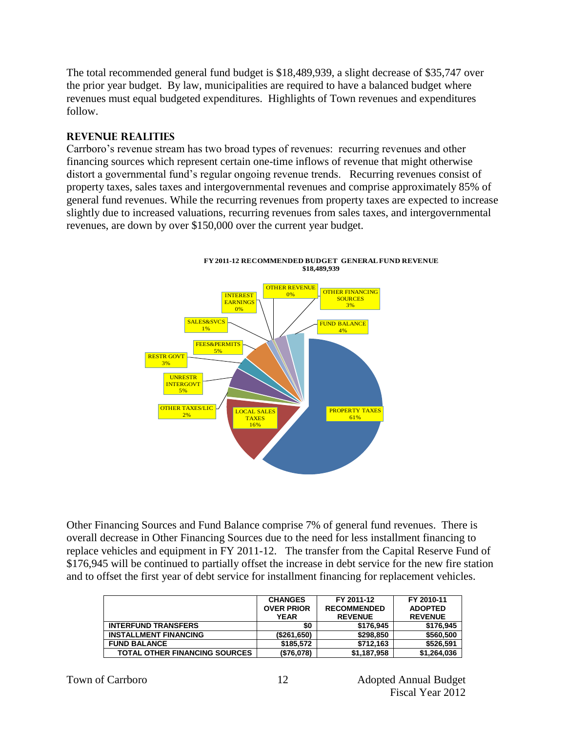The total recommended general fund budget is $18,489,939, a slight decrease of $35,747 over the prior year budget. By law, municipalities are required to have a balanced budget where revenues must equal budgeted expenditures. Highlights of Town revenues and expenditures follow.

## REVENUE REALITIES

Carrboro's revenue stream has two broad types of revenues: recurring revenues and other financing sources which represent certain one-time inflows of revenue that might otherwise distort a governmental fund's regular ongoing revenue trends. Recurring revenues consist of property taxes, sales taxes and intergovernmental revenues and comprise approximately 85% of general fund revenues. While the recurring revenues from property taxes are expected to increase slightly due to increased valuations, recurring revenues from sales taxes, and intergovernmental revenues, are down by over $150,000 over the current year budget.

**FY 2011-12 RECOMMENDED BUDGET GENERAL FUND REVENUE**
**$18,489,939**

| Category | Percent |
|---|---|
| PROPERTY TAXES | 61% |
| LOCAL SALES TAXES | 16% |
| OTHER TAXES/LIC | 2% |
| UNRESTR INTERGOVT | 5% |
| RESTR GOVT | 3% |
| FEES&PERMITS | 5% |
| SALES&SVCS | 1% |
| INTEREST EARNINGS | 0% |
| OTHER REVENUE | 0% |
| OTHER FINANCING SOURCES | 3% |
| FUND BALANCE | 4% |

Other Financing Sources and Fund Balance comprise 7% of general fund revenues. There is overall decrease in Other Financing Sources due to the need for less installment financing to replace vehicles and equipment in FY 2011-12. The transfer from the Capital Reserve Fund of $176,945 will be continued to partially offset the increase in debt service for the new fire station and to offset the first year of debt service for installment financing for replacement vehicles.

| | CHANGES OVER PRIOR YEAR | FY 2011-12 RECOMMENDED REVENUE | FY 2010-11 ADOPTED REVENUE |
|---|---|---|---|
| INTERFUND TRANSFERS | $0 | $176,945 | $176,945 |
| INSTALLMENT FINANCING | ($261,650) | $298,850 | $560,500 |
| FUND BALANCE | $185,572 | $712,163 | $526,591 |
| TOTAL OTHER FINANCING SOURCES | ($76,078) | $1,187,958 | $1,264,036 |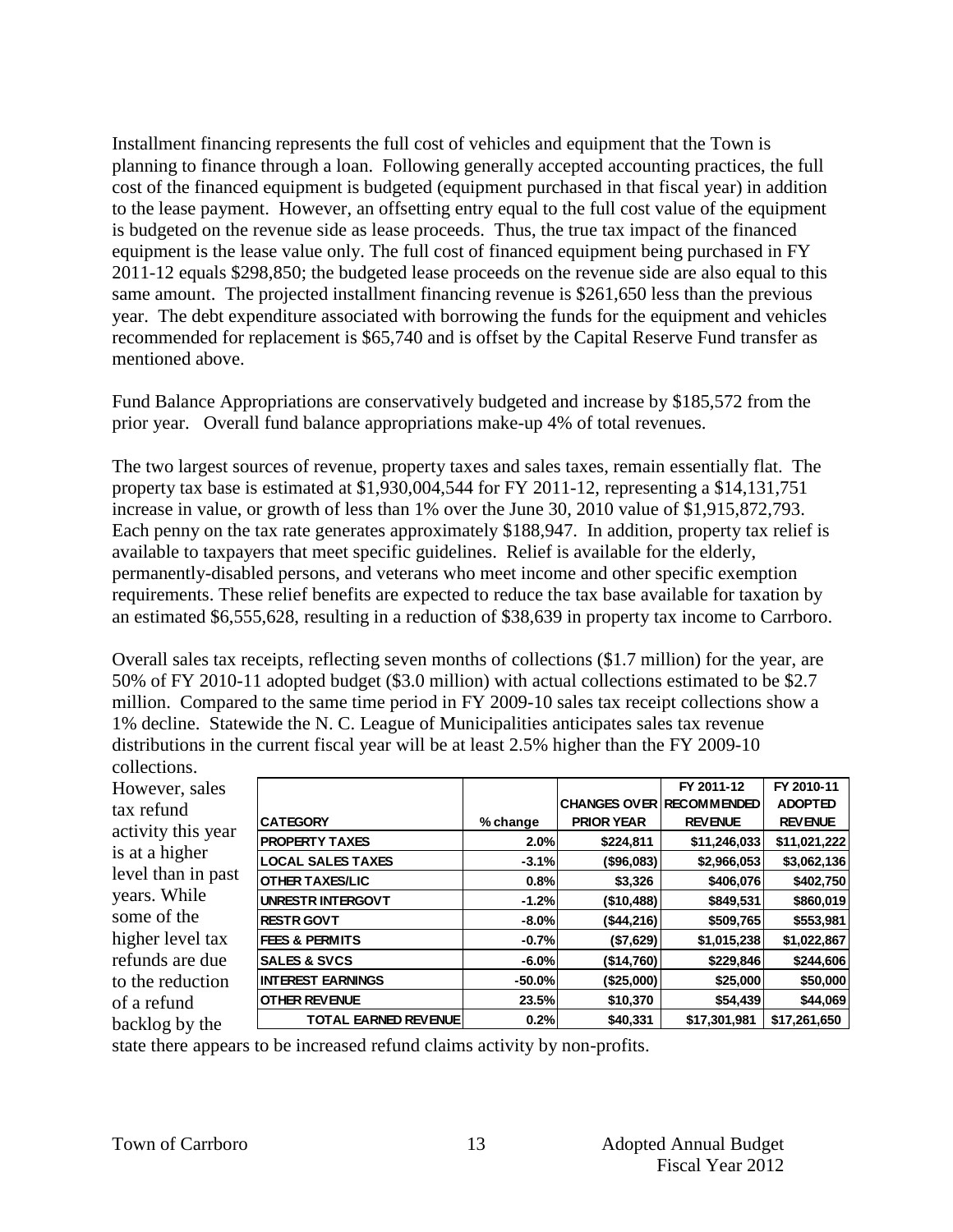Installment financing represents the full cost of vehicles and equipment that the Town is planning to finance through a loan. Following generally accepted accounting practices, the full cost of the financed equipment is budgeted (equipment purchased in that fiscal year) in addition to the lease payment. However, an offsetting entry equal to the full cost value of the equipment is budgeted on the revenue side as lease proceeds. Thus, the true tax impact of the financed equipment is the lease value only. The full cost of financed equipment being purchased in FY 2011-12 equals $298,850; the budgeted lease proceeds on the revenue side are also equal to this same amount. The projected installment financing revenue is $261,650 less than the previous year. The debt expenditure associated with borrowing the funds for the equipment and vehicles recommended for replacement is $65,740 and is offset by the Capital Reserve Fund transfer as mentioned above.

Fund Balance Appropriations are conservatively budgeted and increase by $185,572 from the prior year. Overall fund balance appropriations make-up 4% of total revenues.

The two largest sources of revenue, property taxes and sales taxes, remain essentially flat. The property tax base is estimated at $1,930,004,544 for FY 2011-12, representing a $14,131,751 increase in value, or growth of less than 1% over the June 30, 2010 value of $1,915,872,793. Each penny on the tax rate generates approximately $188,947. In addition, property tax relief is available to taxpayers that meet specific guidelines. Relief is available for the elderly, permanently-disabled persons, and veterans who meet income and other specific exemption requirements. These relief benefits are expected to reduce the tax base available for taxation by an estimated $6,555,628, resulting in a reduction of $38,639 in property tax income to Carrboro.

Overall sales tax receipts, reflecting seven months of collections ($1.7 million) for the year, are 50% of FY 2010-11 adopted budget ($3.0 million) with actual collections estimated to be $2.7 million. Compared to the same time period in FY 2009-10 sales tax receipt collections show a 1% decline. Statewide the N. C. League of Municipalities anticipates sales tax revenue distributions in the current fiscal year will be at least 2.5% higher than the FY 2009-10 collections. However, sales tax refund activity this year is at a higher level than in past years. While some of the higher level tax refunds are due to the reduction of a refund backlog by the state there appears to be increased refund claims activity by non-profits.

| CATEGORY | % change | CHANGES OVER PRIOR YEAR | FY 2011-12 RECOMMENDED REVENUE | FY 2010-11 ADOPTED REVENUE |
|---|---|---|---|---|
| PROPERTY TAXES | 2.0% | $224,811 | $11,246,033 | $11,021,222 |
| LOCAL SALES TAXES | -3.1% | ($96,083) | $2,966,053 | $3,062,136 |
| OTHER TAXES/LIC | 0.8% | $3,326 | $406,076 | $402,750 |
| UNRESTR INTERGOVT | -1.2% | ($10,488) | $849,531 | $860,019 |
| RESTR GOVT | -8.0% | ($44,216) | $509,765 | $553,981 |
| FEES & PERMITS | -0.7% | ($7,629) | $1,015,238 | $1,022,867 |
| SALES & SVCS | -6.0% | ($14,760) | $229,846 | $244,606 |
| INTEREST EARNINGS | -50.0% | ($25,000) | $25,000 | $50,000 |
| OTHER REVENUE | 23.5% | $10,370 | $54,439 | $44,069 |
| TOTAL EARNED REVENUE | 0.2% | $40,331 | $17,301,981 | $17,261,650 |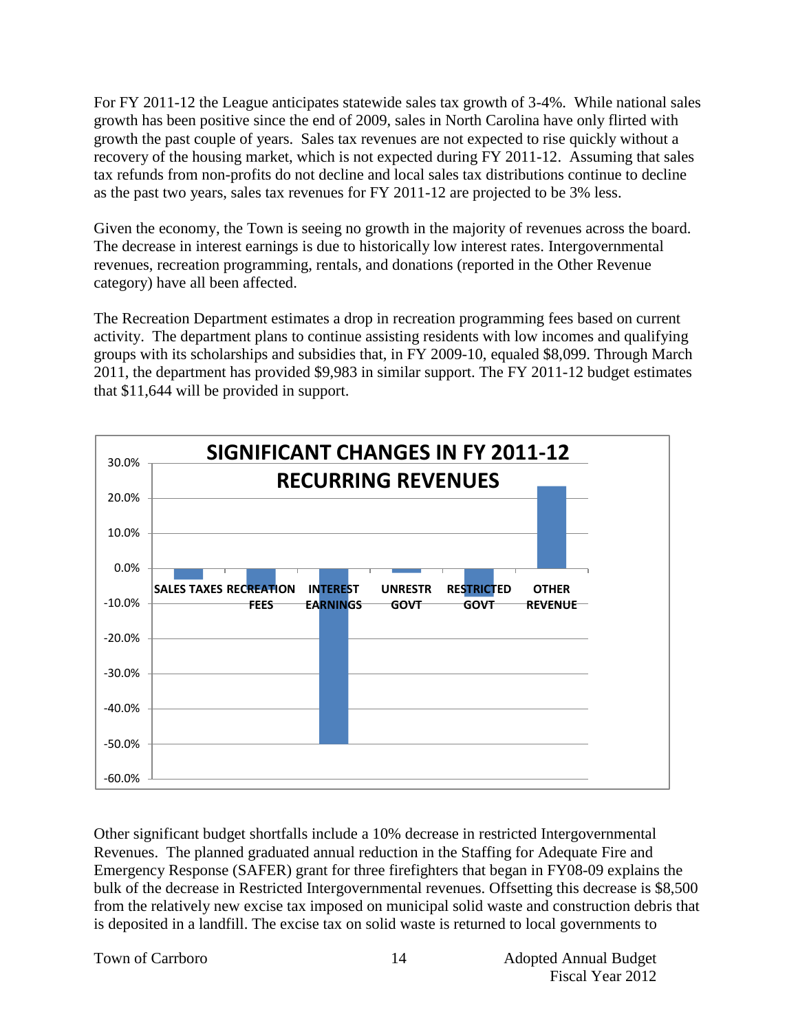For FY 2011-12 the League anticipates statewide sales tax growth of 3-4%. While national sales growth has been positive since the end of 2009, sales in North Carolina have only flirted with growth the past couple of years. Sales tax revenues are not expected to rise quickly without a recovery of the housing market, which is not expected during FY 2011-12. Assuming that sales tax refunds from non-profits do not decline and local sales tax distributions continue to decline as the past two years, sales tax revenues for FY 2011-12 are projected to be 3% less.

Given the economy, the Town is seeing no growth in the majority of revenues across the board. The decrease in interest earnings is due to historically low interest rates. Intergovernmental revenues, recreation programming, rentals, and donations (reported in the Other Revenue category) have all been affected.

The Recreation Department estimates a drop in recreation programming fees based on current activity. The department plans to continue assisting residents with low incomes and qualifying groups with its scholarships and subsidies that, in FY 2009-10, equaled $8,099. Through March 2011, the department has provided $9,983 in similar support. The FY 2011-12 budget estimates that $11,644 will be provided in support.

**SIGNIFICANT CHANGES IN FY 2011-12 RECURRING REVENUES**

| Category | Change |
| --- | --- |
| SALES TAXES | approx. -3% |
| RECREATION FEES | approx. -6% |
| INTEREST EARNINGS | approx. -50% |
| UNRESTR GOVT | approx. -1% |
| RESTRICTED GOVT | approx. -8% |
| OTHER REVENUE | approx. 23% |

Other significant budget shortfalls include a 10% decrease in restricted Intergovernmental Revenues. The planned graduated annual reduction in the Staffing for Adequate Fire and Emergency Response (SAFER) grant for three firefighters that began in FY08-09 explains the bulk of the decrease in Restricted Intergovernmental revenues. Offsetting this decrease is $8,500 from the relatively new excise tax imposed on municipal solid waste and construction debris that is deposited in a landfill. The excise tax on solid waste is returned to local governments to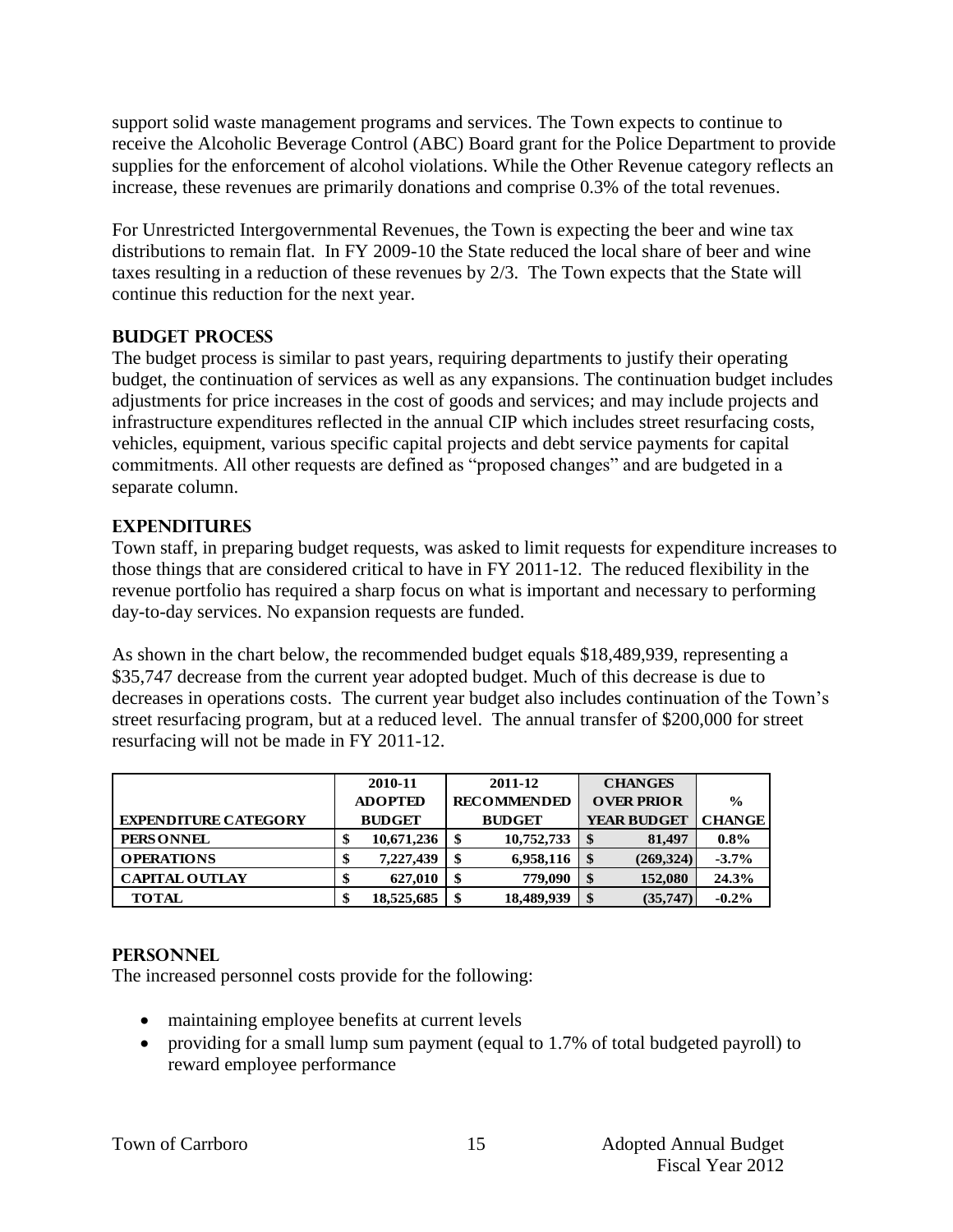support solid waste management programs and services. The Town expects to continue to receive the Alcoholic Beverage Control (ABC) Board grant for the Police Department to provide supplies for the enforcement of alcohol violations. While the Other Revenue category reflects an increase, these revenues are primarily donations and comprise 0.3% of the total revenues.

For Unrestricted Intergovernmental Revenues, the Town is expecting the beer and wine tax distributions to remain flat. In FY 2009-10 the State reduced the local share of beer and wine taxes resulting in a reduction of these revenues by 2/3. The Town expects that the State will continue this reduction for the next year.

## BUDGET PROCESS

The budget process is similar to past years, requiring departments to justify their operating budget, the continuation of services as well as any expansions. The continuation budget includes adjustments for price increases in the cost of goods and services; and may include projects and infrastructure expenditures reflected in the annual CIP which includes street resurfacing costs, vehicles, equipment, various specific capital projects and debt service payments for capital commitments. All other requests are defined as "proposed changes" and are budgeted in a separate column.

## EXPENDITURES

Town staff, in preparing budget requests, was asked to limit requests for expenditure increases to those things that are considered critical to have in FY 2011-12. The reduced flexibility in the revenue portfolio has required a sharp focus on what is important and necessary to performing day-to-day services. No expansion requests are funded.

As shown in the chart below, the recommended budget equals $18,489,939, representing a $35,747 decrease from the current year adopted budget. Much of this decrease is due to decreases in operations costs. The current year budget also includes continuation of the Town's street resurfacing program, but at a reduced level. The annual transfer of $200,000 for street resurfacing will not be made in FY 2011-12.

| EXPENDITURE CATEGORY | 2010-11 ADOPTED BUDGET | 2011-12 RECOMMENDED BUDGET | CHANGES OVER PRIOR YEAR BUDGET | % CHANGE |
|---|---|---|---|---|
| PERSONNEL | $ 10,671,236 | $ 10,752,733 | $ 81,497 | 0.8% |
| OPERATIONS | $ 7,227,439 | $ 6,958,116 | $ (269,324) | -3.7% |
| CAPITAL OUTLAY | $ 627,010 | $ 779,090 | $ 152,080 | 24.3% |
| TOTAL | $ 18,525,685 | $ 18,489,939 | $ (35,747) | -0.2% |

## PERSONNEL

The increased personnel costs provide for the following:

- maintaining employee benefits at current levels
- providing for a small lump sum payment (equal to 1.7% of total budgeted payroll) to reward employee performance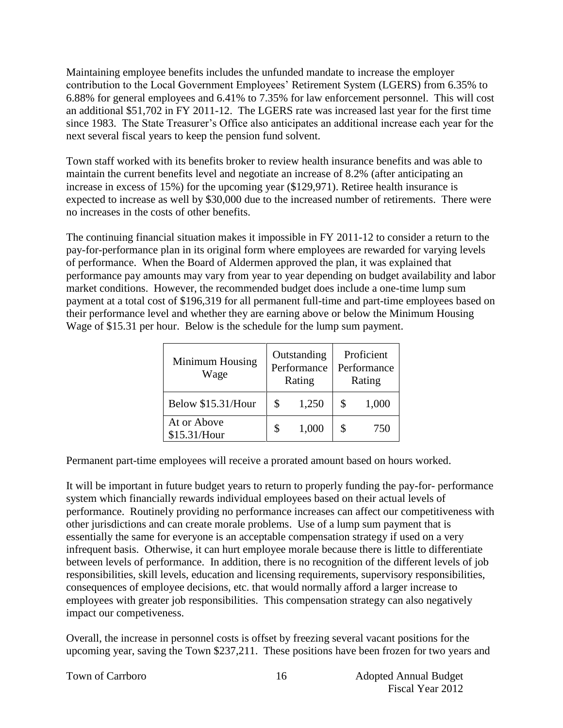Maintaining employee benefits includes the unfunded mandate to increase the employer contribution to the Local Government Employees' Retirement System (LGERS) from 6.35% to 6.88% for general employees and 6.41% to 7.35% for law enforcement personnel. This will cost an additional $51,702 in FY 2011-12. The LGERS rate was increased last year for the first time since 1983. The State Treasurer's Office also anticipates an additional increase each year for the next several fiscal years to keep the pension fund solvent.

Town staff worked with its benefits broker to review health insurance benefits and was able to maintain the current benefits level and negotiate an increase of 8.2% (after anticipating an increase in excess of 15%) for the upcoming year ($129,971). Retiree health insurance is expected to increase as well by $30,000 due to the increased number of retirements. There were no increases in the costs of other benefits.

The continuing financial situation makes it impossible in FY 2011-12 to consider a return to the pay-for-performance plan in its original form where employees are rewarded for varying levels of performance. When the Board of Aldermen approved the plan, it was explained that performance pay amounts may vary from year to year depending on budget availability and labor market conditions. However, the recommended budget does include a one-time lump sum payment at a total cost of $196,319 for all permanent full-time and part-time employees based on their performance level and whether they are earning above or below the Minimum Housing Wage of $15.31 per hour. Below is the schedule for the lump sum payment.

| Minimum Housing Wage | Outstanding Performance Rating | Proficient Performance Rating |
|---|---|---|
| Below $15.31/Hour | $ 1,250 | $ 1,000 |
| At or Above $15.31/Hour | $ 1,000 | $ 750 |

Permanent part-time employees will receive a prorated amount based on hours worked.

It will be important in future budget years to return to properly funding the pay-for- performance system which financially rewards individual employees based on their actual levels of performance. Routinely providing no performance increases can affect our competitiveness with other jurisdictions and can create morale problems. Use of a lump sum payment that is essentially the same for everyone is an acceptable compensation strategy if used on a very infrequent basis. Otherwise, it can hurt employee morale because there is little to differentiate between levels of performance. In addition, there is no recognition of the different levels of job responsibilities, skill levels, education and licensing requirements, supervisory responsibilities, consequences of employee decisions, etc. that would normally afford a larger increase to employees with greater job responsibilities. This compensation strategy can also negatively impact our competiveness.

Overall, the increase in personnel costs is offset by freezing several vacant positions for the upcoming year, saving the Town $237,211. These positions have been frozen for two years and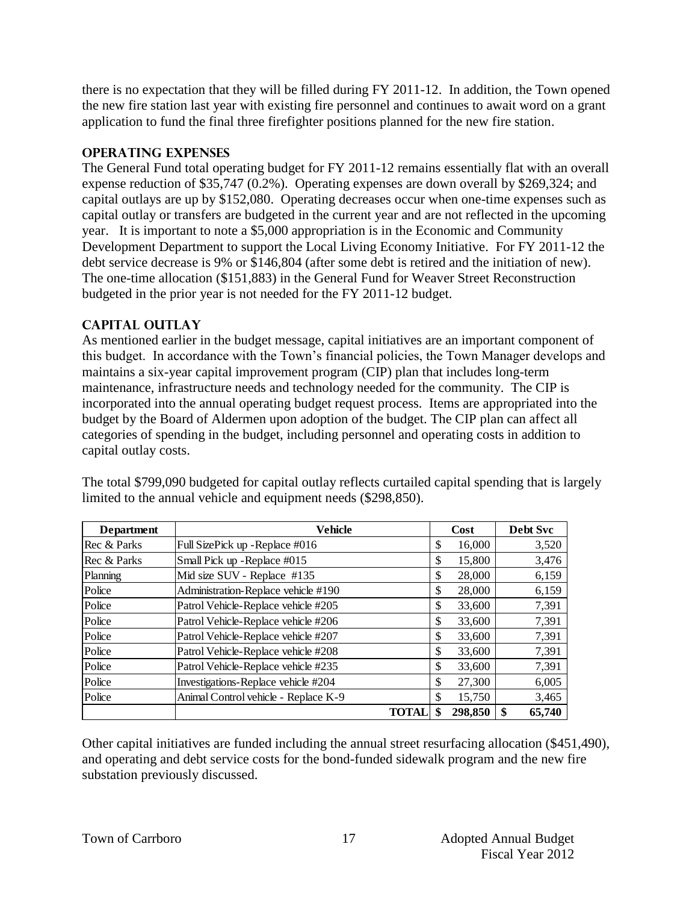there is no expectation that they will be filled during FY 2011-12. In addition, the Town opened the new fire station last year with existing fire personnel and continues to await word on a grant application to fund the final three firefighter positions planned for the new fire station.

## OPERATING EXPENSES

The General Fund total operating budget for FY 2011-12 remains essentially flat with an overall expense reduction of $35,747 (0.2%). Operating expenses are down overall by $269,324; and capital outlays are up by $152,080. Operating decreases occur when one-time expenses such as capital outlay or transfers are budgeted in the current year and are not reflected in the upcoming year. It is important to note a $5,000 appropriation is in the Economic and Community Development Department to support the Local Living Economy Initiative. For FY 2011-12 the debt service decrease is 9% or $146,804 (after some debt is retired and the initiation of new). The one-time allocation ($151,883) in the General Fund for Weaver Street Reconstruction budgeted in the prior year is not needed for the FY 2011-12 budget.

## CAPITAL OUTLAY

As mentioned earlier in the budget message, capital initiatives are an important component of this budget. In accordance with the Town's financial policies, the Town Manager develops and maintains a six-year capital improvement program (CIP) plan that includes long-term maintenance, infrastructure needs and technology needed for the community. The CIP is incorporated into the annual operating budget request process. Items are appropriated into the budget by the Board of Aldermen upon adoption of the budget. The CIP plan can affect all categories of spending in the budget, including personnel and operating costs in addition to capital outlay costs.

The total $799,090 budgeted for capital outlay reflects curtailed capital spending that is largely limited to the annual vehicle and equipment needs ($298,850).

| Department | Vehicle | Cost | Debt Svc |
|---|---|---|---|
| Rec & Parks | Full SizePick up -Replace #016 | $ 16,000 | 3,520 |
| Rec & Parks | Small Pick up -Replace #015 | $ 15,800 | 3,476 |
| Planning | Mid size SUV - Replace #135 | $ 28,000 | 6,159 |
| Police | Administration-Replace vehicle #190 | $ 28,000 | 6,159 |
| Police | Patrol Vehicle-Replace vehicle #205 | $ 33,600 | 7,391 |
| Police | Patrol Vehicle-Replace vehicle #206 | $ 33,600 | 7,391 |
| Police | Patrol Vehicle-Replace vehicle #207 | $ 33,600 | 7,391 |
| Police | Patrol Vehicle-Replace vehicle #208 | $ 33,600 | 7,391 |
| Police | Patrol Vehicle-Replace vehicle #235 | $ 33,600 | 7,391 |
| Police | Investigations-Replace vehicle #204 | $ 27,300 | 6,005 |
| Police | Animal Control vehicle - Replace K-9 | $ 15,750 | 3,465 |
| | **TOTAL** | **$ 298,850** | **$ 65,740** |

Other capital initiatives are funded including the annual street resurfacing allocation ($451,490), and operating and debt service costs for the bond-funded sidewalk program and the new fire substation previously discussed.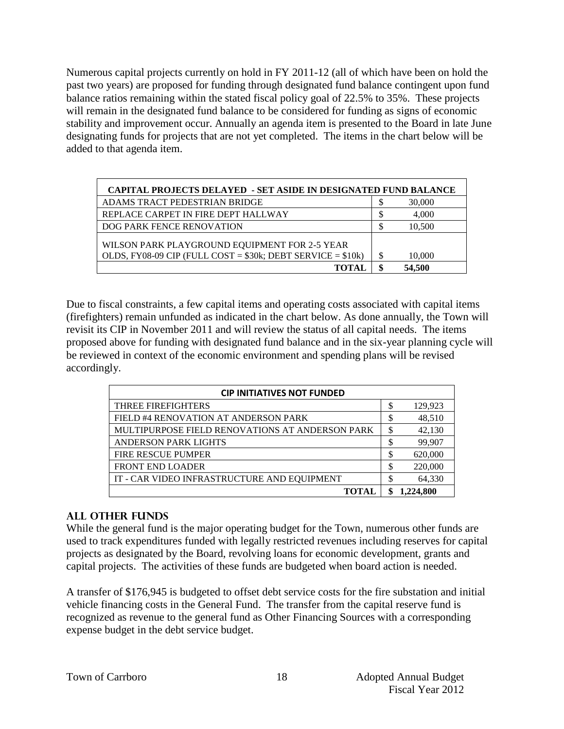Numerous capital projects currently on hold in FY 2011-12 (all of which have been on hold the past two years) are proposed for funding through designated fund balance contingent upon fund balance ratios remaining within the stated fiscal policy goal of 22.5% to 35%. These projects will remain in the designated fund balance to be considered for funding as signs of economic stability and improvement occur. Annually an agenda item is presented to the Board in late June designating funds for projects that are not yet completed. The items in the chart below will be added to that agenda item.

| CAPITAL PROJECTS DELAYED - SET ASIDE IN DESIGNATED FUND BALANCE | |
|---|---|
| ADAMS TRACT PEDESTRIAN BRIDGE | $ 30,000 |
| REPLACE CARPET IN FIRE DEPT HALLWAY | $ 4,000 |
| DOG PARK FENCE RENOVATION | $ 10,500 |
| WILSON PARK PLAYGROUND EQUIPMENT FOR 2-5 YEAR OLDS, FY08-09 CIP (FULL COST = $30k; DEBT SERVICE = $10k) | $ 10,000 |
| **TOTAL** | **$ 54,500** |

Due to fiscal constraints, a few capital items and operating costs associated with capital items (firefighters) remain unfunded as indicated in the chart below. As done annually, the Town will revisit its CIP in November 2011 and will review the status of all capital needs. The items proposed above for funding with designated fund balance and in the six-year planning cycle will be reviewed in context of the economic environment and spending plans will be revised accordingly.

| CIP INITIATIVES NOT FUNDED | |
|---|---|
| THREE FIREFIGHTERS | $ 129,923 |
| FIELD #4 RENOVATION AT ANDERSON PARK | $ 48,510 |
| MULTIPURPOSE FIELD RENOVATIONS AT ANDERSON PARK | $ 42,130 |
| ANDERSON PARK LIGHTS | $ 99,907 |
| FIRE RESCUE PUMPER | $ 620,000 |
| FRONT END LOADER | $ 220,000 |
| IT - CAR VIDEO INFRASTRUCTURE AND EQUIPMENT | $ 64,330 |
| **TOTAL** | **$ 1,224,800** |

## ALL OTHER FUNDS

While the general fund is the major operating budget for the Town, numerous other funds are used to track expenditures funded with legally restricted revenues including reserves for capital projects as designated by the Board, revolving loans for economic development, grants and capital projects. The activities of these funds are budgeted when board action is needed.

A transfer of $176,945 is budgeted to offset debt service costs for the fire substation and initial vehicle financing costs in the General Fund. The transfer from the capital reserve fund is recognized as revenue to the general fund as Other Financing Sources with a corresponding expense budget in the debt service budget.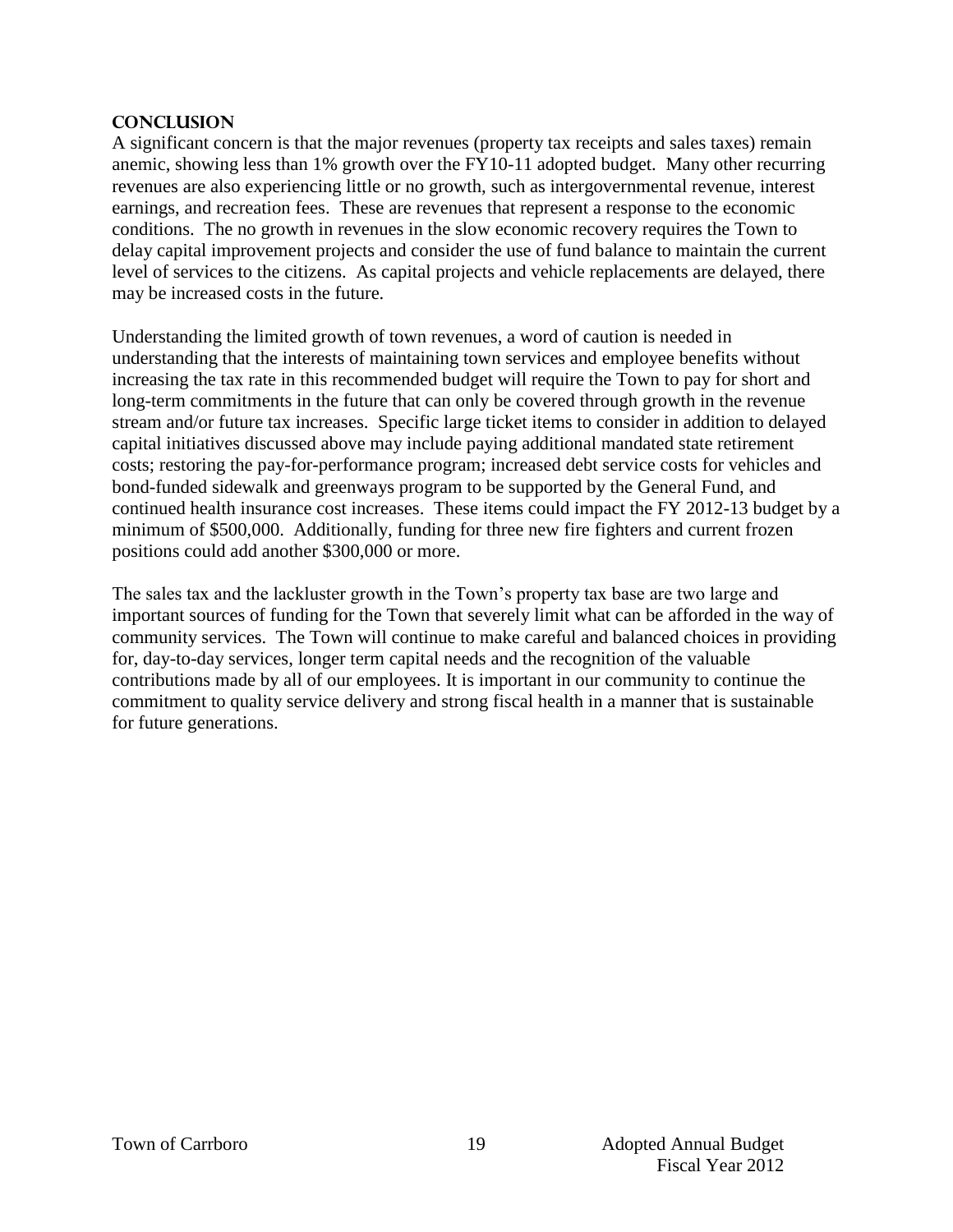## Conclusion

A significant concern is that the major revenues (property tax receipts and sales taxes) remain anemic, showing less than 1% growth over the FY10-11 adopted budget. Many other recurring revenues are also experiencing little or no growth, such as intergovernmental revenue, interest earnings, and recreation fees. These are revenues that represent a response to the economic conditions. The no growth in revenues in the slow economic recovery requires the Town to delay capital improvement projects and consider the use of fund balance to maintain the current level of services to the citizens. As capital projects and vehicle replacements are delayed, there may be increased costs in the future.

Understanding the limited growth of town revenues, a word of caution is needed in understanding that the interests of maintaining town services and employee benefits without increasing the tax rate in this recommended budget will require the Town to pay for short and long-term commitments in the future that can only be covered through growth in the revenue stream and/or future tax increases. Specific large ticket items to consider in addition to delayed capital initiatives discussed above may include paying additional mandated state retirement costs; restoring the pay-for-performance program; increased debt service costs for vehicles and bond-funded sidewalk and greenways program to be supported by the General Fund, and continued health insurance cost increases. These items could impact the FY 2012-13 budget by a minimum of $500,000. Additionally, funding for three new fire fighters and current frozen positions could add another $300,000 or more.

The sales tax and the lackluster growth in the Town's property tax base are two large and important sources of funding for the Town that severely limit what can be afforded in the way of community services. The Town will continue to make careful and balanced choices in providing for, day-to-day services, longer term capital needs and the recognition of the valuable contributions made by all of our employees. It is important in our community to continue the commitment to quality service delivery and strong fiscal health in a manner that is sustainable for future generations.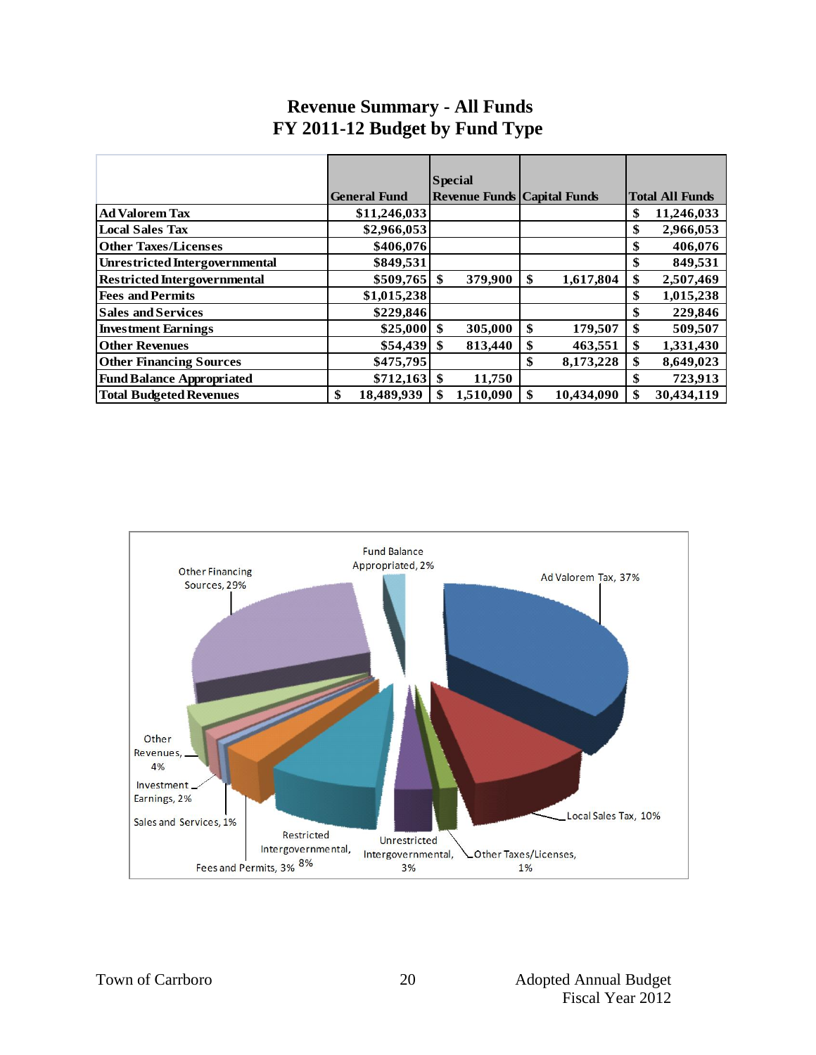# Revenue Summary - All Funds
## FY 2011-12 Budget by Fund Type

| | General Fund | Special Revenue Funds | Capital Funds | Total All Funds |
|---|---|---|---|---|
| **Ad Valorem Tax** | $11,246,033 | | | $ 11,246,033 |
| **Local Sales Tax** | $2,966,053 | | | $ 2,966,053 |
| **Other Taxes/Licenses** | $406,076 | | | $ 406,076 |
| **Unrestricted Intergovernmental** | $849,531 | | | $ 849,531 |
| **Restricted Intergovernmental** | $509,765 | $ 379,900 | $ 1,617,804 | $ 2,507,469 |
| **Fees and Permits** | $1,015,238 | | | $ 1,015,238 |
| **Sales and Services** | $229,846 | | | $ 229,846 |
| **Investment Earnings** | $25,000 | $ 305,000 | $ 179,507 | $ 509,507 |
| **Other Revenues** | $54,439 | $ 813,440 | $ 463,551 | $ 1,331,430 |
| **Other Financing Sources** | $475,795 | | $ 8,173,228 | $ 8,649,023 |
| **Fund Balance Appropriated** | $712,163 | $ 11,750 | | $ 723,913 |
| **Total Budgeted Revenues** | $ 18,489,939 | $ 1,510,090 | $ 10,434,090 | $ 30,434,119 |

Ad Valorem Tax, 37%
Local Sales Tax, 10%
Other Taxes/Licenses, 1%
Unrestricted Intergovernmental, 3%
Restricted Intergovernmental, 8%
Fees and Permits, 3%
Sales and Services, 1%
Investment Earnings, 2%
Other Revenues, 4%
Other Financing Sources, 29%
Fund Balance Appropriated, 2%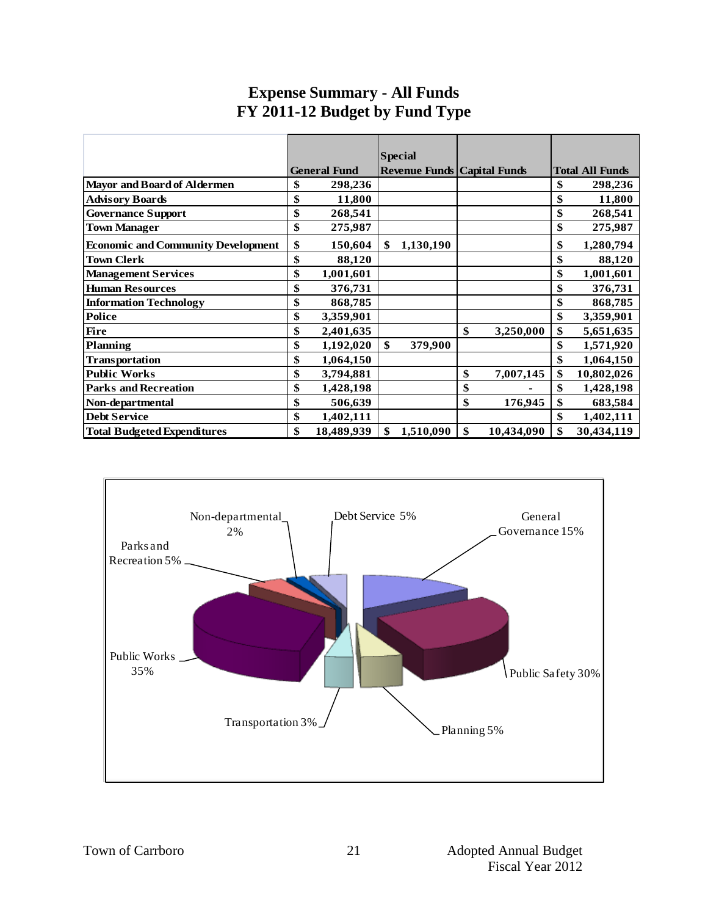# Expense Summary - All Funds
## FY 2011-12 Budget by Fund Type

| | General Fund | Special Revenue Funds | Capital Funds | Total All Funds |
|---|---|---|---|---|
| **Mayor and Board of Aldermen** | $ 298,236 | | | $ 298,236 |
| **Advisory Boards** | $ 11,800 | | | $ 11,800 |
| **Governance Support** | $ 268,541 | | | $ 268,541 |
| **Town Manager** | $ 275,987 | | | $ 275,987 |
| **Economic and Community Development** | $ 150,604 | $ 1,130,190 | | $ 1,280,794 |
| **Town Clerk** | $ 88,120 | | | $ 88,120 |
| **Management Services** | $ 1,001,601 | | | $ 1,001,601 |
| **Human Resources** | $ 376,731 | | | $ 376,731 |
| **Information Technology** | $ 868,785 | | | $ 868,785 |
| **Police** | $ 3,359,901 | | | $ 3,359,901 |
| **Fire** | $ 2,401,635 | | $ 3,250,000 | $ 5,651,635 |
| **Planning** | $ 1,192,020 | $ 379,900 | | $ 1,571,920 |
| **Transportation** | $ 1,064,150 | | | $ 1,064,150 |
| **Public Works** | $ 3,794,881 | | $ 7,007,145 | $ 10,802,026 |
| **Parks and Recreation** | $ 1,428,198 | | $ - | $ 1,428,198 |
| **Non-departmental** | $ 506,639 | | $ 176,945 | $ 683,584 |
| **Debt Service** | $ 1,402,111 | | | $ 1,402,111 |
| **Total Budgeted Expenditures** | $ 18,489,939 | $ 1,510,090 | $ 10,434,090 | $ 30,434,119 |

| Category | Percent |
|---|---|
| General Governance | 15% |
| Public Safety | 30% |
| Planning | 5% |
| Transportation | 3% |
| Public Works | 35% |
| Parks and Recreation | 5% |
| Non-departmental | 2% |
| Debt Service | 5% |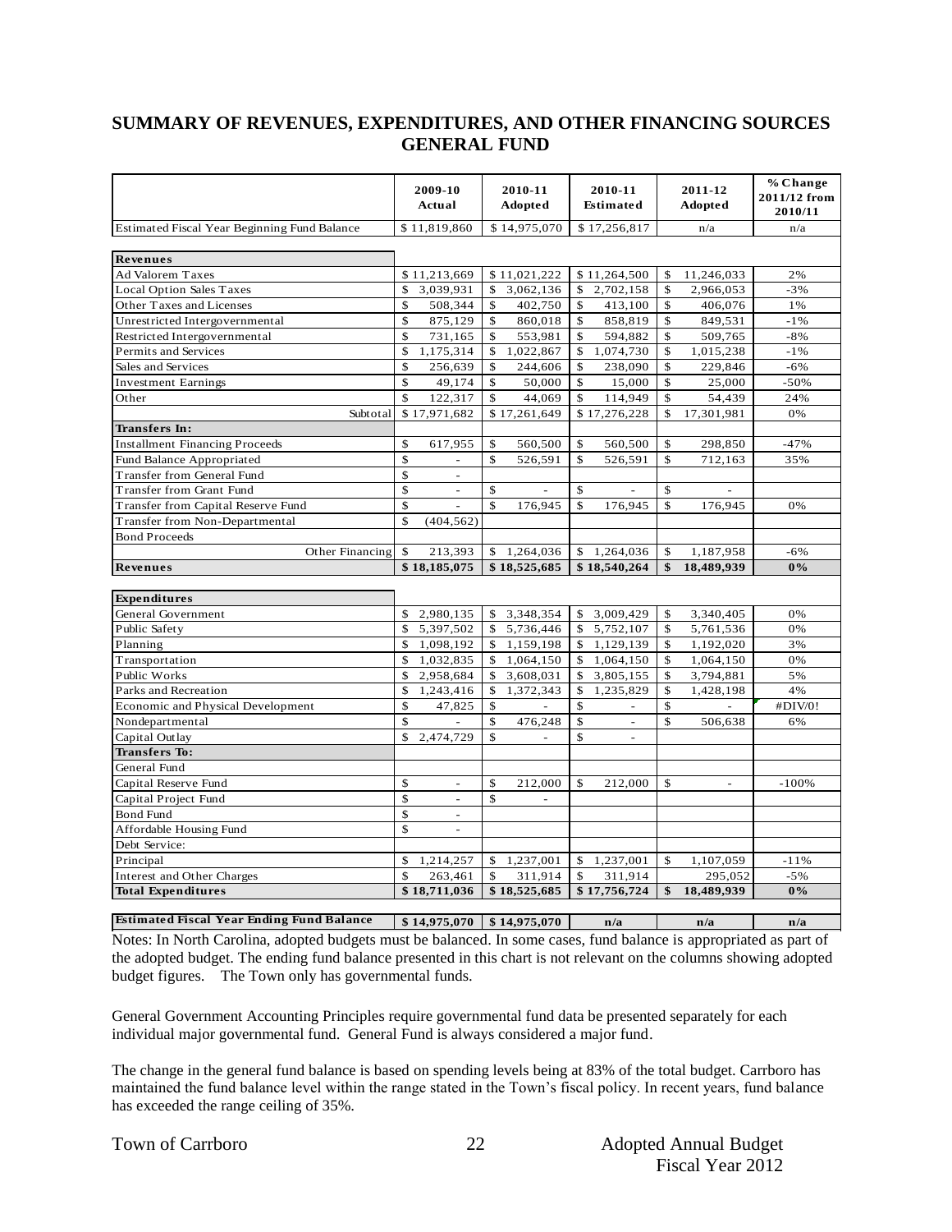# SUMMARY OF REVENUES, EXPENDITURES, AND OTHER FINANCING SOURCES
# GENERAL FUND

| | 2009-10 Actual | 2010-11 Adopted | 2010-11 Estimated | 2011-12 Adopted | % Change 2011/12 from 2010/11 |
|---|---|---|---|---|---|
| Estimated Fiscal Year Beginning Fund Balance | $ 11,819,860 | $ 14,975,070 | $ 17,256,817 | n/a | n/a |
| **Revenues** | | | | | |
| Ad Valorem Taxes | $ 11,213,669 | $ 11,021,222 | $ 11,264,500 | $ 11,246,033 | 2% |
| Local Option Sales Taxes | $ 3,039,931 | $ 3,062,136 | $ 2,702,158 | $ 2,966,053 | -3% |
| Other Taxes and Licenses | $ 508,344 | $ 402,750 | $ 413,100 | $ 406,076 | 1% |
| Unrestricted Intergovernmental | $ 875,129 | $ 860,018 | $ 858,819 | $ 849,531 | -1% |
| Restricted Intergovernmental | $ 731,165 | $ 553,981 | $ 594,882 | $ 509,765 | -8% |
| Permits and Services | $ 1,175,314 | $ 1,022,867 | $ 1,074,730 | $ 1,015,238 | -1% |
| Sales and Services | $ 256,639 | $ 244,606 | $ 238,090 | $ 229,846 | -6% |
| Investment Earnings | $ 49,174 | $ 50,000 | $ 15,000 | $ 25,000 | -50% |
| Other | $ 122,317 | $ 44,069 | $ 114,949 | $ 54,439 | 24% |
| Subtotal | $ 17,971,682 | $ 17,261,649 | $ 17,276,228 | $ 17,301,981 | 0% |
| **Transfers In:** | | | | | |
| Installment Financing Proceeds | $ 617,955 | $ 560,500 | $ 560,500 | $ 298,850 | -47% |
| Fund Balance Appropriated | $ - | $ 526,591 | $ 526,591 | $ 712,163 | 35% |
| Transfer from General Fund | $ - | | | | |
| Transfer from Grant Fund | $ - | $ - | $ - | $ - | |
| Transfer from Capital Reserve Fund | $ - | $ 176,945 | $ 176,945 | $ 176,945 | 0% |
| Transfer from Non-Departmental | $ (404,562) | | | | |
| Bond Proceeds | | | | | |
| Other Financing | $ 213,393 | $ 1,264,036 | $ 1,264,036 | $ 1,187,958 | -6% |
| **Revenues** | **$ 18,185,075** | **$ 18,525,685** | **$ 18,540,264** | **$ 18,489,939** | **0%** |
| **Expenditures** | | | | | |
| General Government | $ 2,980,135 | $ 3,348,354 | $ 3,009,429 | $ 3,340,405 | 0% |
| Public Safety | $ 5,397,502 | $ 5,736,446 | $ 5,752,107 | $ 5,761,536 | 0% |
| Planning | $ 1,098,192 | $ 1,159,198 | $ 1,129,139 | $ 1,192,020 | 3% |
| Transportation | $ 1,032,835 | $ 1,064,150 | $ 1,064,150 | $ 1,064,150 | 0% |
| Public Works | $ 2,958,684 | $ 3,608,031 | $ 3,805,155 | $ 3,794,881 | 5% |
| Parks and Recreation | $ 1,243,416 | $ 1,372,343 | $ 1,235,829 | $ 1,428,198 | 4% |
| Economic and Physical Development | $ 47,825 | $ - | $ - | $ - | #DIV/0! |
| Nondepartmental | $ - | $ 476,248 | $ - | $ 506,638 | 6% |
| Capital Outlay | $ 2,474,729 | $ - | $ - | | |
| **Transfers To:** | | | | | |
| General Fund | | | | | |
| Capital Reserve Fund | $ - | $ 212,000 | $ 212,000 | $ - | -100% |
| Capital Project Fund | $ - | $ - | | | |
| Bond Fund | $ - | | | | |
| Affordable Housing Fund | $ - | | | | |
| Debt Service: | | | | | |
| Principal | $ 1,214,257 | $ 1,237,001 | $ 1,237,001 | $ 1,107,059 | -11% |
| Interest and Other Charges | $ 263,461 | $ 311,914 | $ 311,914 | 295,052 | -5% |
| **Total Expenditures** | **$ 18,711,036** | **$ 18,525,685** | **$ 17,756,724** | **$ 18,489,939** | **0%** |
| **Estimated Fiscal Year Ending Fund Balance** | **$ 14,975,070** | **$ 14,975,070** | **n/a** | **n/a** | **n/a** |

Notes: In North Carolina, adopted budgets must be balanced. In some cases, fund balance is appropriated as part of the adopted budget. The ending fund balance presented in this chart is not relevant on the columns showing adopted budget figures. The Town only has governmental funds.

General Government Accounting Principles require governmental fund data be presented separately for each individual major governmental fund. General Fund is always considered a major fund.

The change in the general fund balance is based on spending levels being at 83% of the total budget. Carrboro has maintained the fund balance level within the range stated in the Town's fiscal policy. In recent years, fund balance has exceeded the range ceiling of 35%.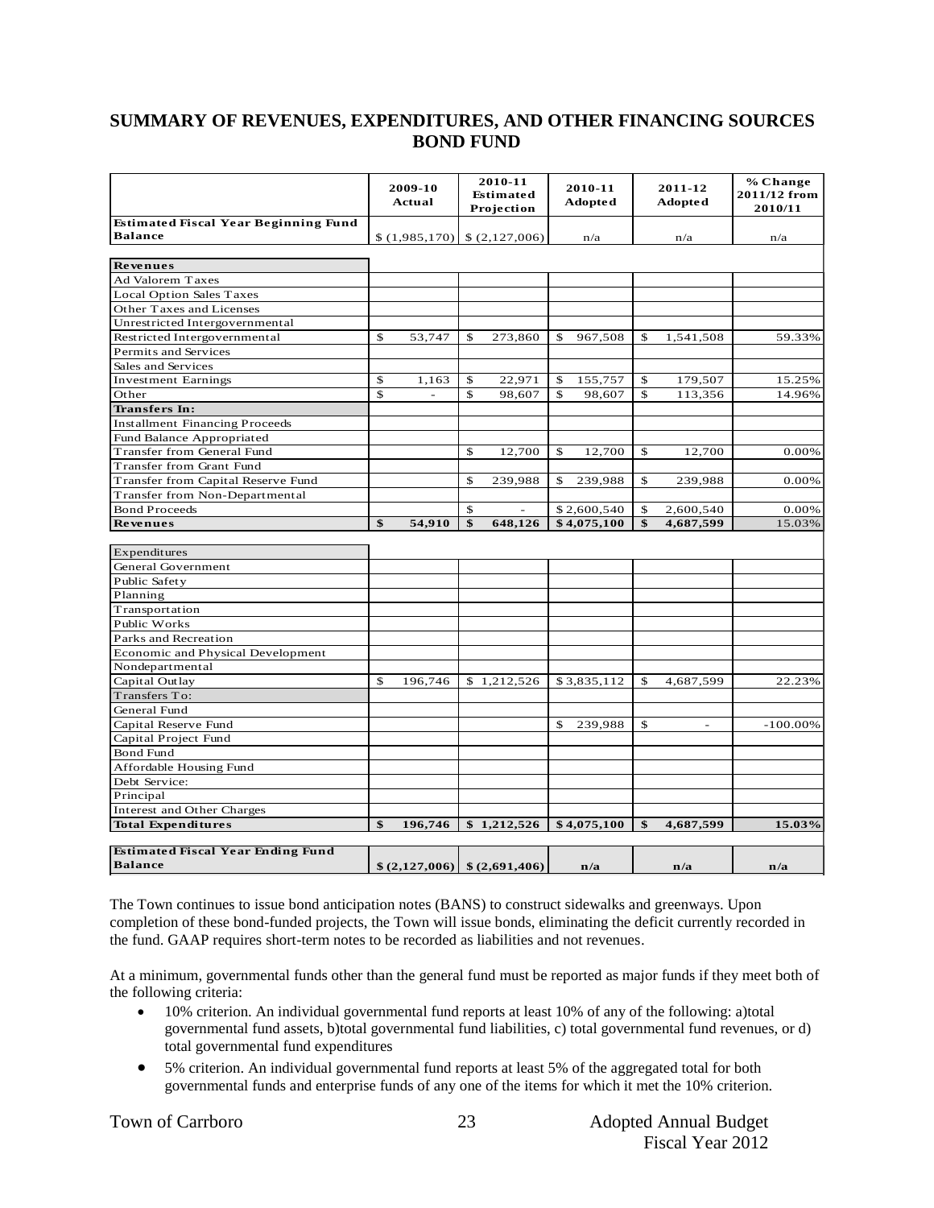## SUMMARY OF REVENUES, EXPENDITURES, AND OTHER FINANCING SOURCES BOND FUND

| | 2009-10 Actual | 2010-11 Estimated Projection | 2010-11 Adopted | 2011-12 Adopted | % Change 2011/12 from 2010/11 |
|---|---|---|---|---|---|
| **Estimated Fiscal Year Beginning Fund Balance** | $ (1,985,170) | $ (2,127,006) | n/a | n/a | n/a |
| **Revenues** | | | | | |
| Ad Valorem Taxes | | | | | |
| Local Option Sales Taxes | | | | | |
| Other Taxes and Licenses | | | | | |
| Unrestricted Intergovernmental | | | | | |
| Restricted Intergovernmental | $ 53,747 | $ 273,860 | $ 967,508 | $ 1,541,508 | 59.33% |
| Permits and Services | | | | | |
| Sales and Services | | | | | |
| Investment Earnings | $ 1,163 | $ 22,971 | $ 155,757 | $ 179,507 | 15.25% |
| Other | $ - | $ 98,607 | $ 98,607 | $ 113,356 | 14.96% |
| **Transfers In:** | | | | | |
| Installment Financing Proceeds | | | | | |
| Fund Balance Appropriated | | | | | |
| Transfer from General Fund | | $ 12,700 | $ 12,700 | $ 12,700 | 0.00% |
| Transfer from Grant Fund | | | | | |
| Transfer from Capital Reserve Fund | | $ 239,988 | $ 239,988 | $ 239,988 | 0.00% |
| Transfer from Non-Departmental | | | | | |
| Bond Proceeds | | $ - | $ 2,600,540 | $ 2,600,540 | 0.00% |
| **Revenues** | **$ 54,910** | **$ 648,126** | **$ 4,075,100** | **$ 4,687,599** | 15.03% |
| Expenditures | | | | | |
| General Government | | | | | |
| Public Safety | | | | | |
| Planning | | | | | |
| Transportation | | | | | |
| Public Works | | | | | |
| Parks and Recreation | | | | | |
| Economic and Physical Development | | | | | |
| Nondepartmental | | | | | |
| Capital Outlay | $ 196,746 | $ 1,212,526 | $ 3,835,112 | $ 4,687,599 | 22.23% |
| Transfers To: | | | | | |
| General Fund | | | | | |
| Capital Reserve Fund | | | $ 239,988 | $ - | -100.00% |
| Capital Project Fund | | | | | |
| Bond Fund | | | | | |
| Affordable Housing Fund | | | | | |
| Debt Service: | | | | | |
| Principal | | | | | |
| Interest and Other Charges | | | | | |
| **Total Expenditures** | **$ 196,746** | **$ 1,212,526** | **$ 4,075,100** | **$ 4,687,599** | **15.03%** |
| **Estimated Fiscal Year Ending Fund Balance** | **$ (2,127,006)** | **$ (2,691,406)** | **n/a** | **n/a** | **n/a** |

The Town continues to issue bond anticipation notes (BANS) to construct sidewalks and greenways. Upon completion of these bond-funded projects, the Town will issue bonds, eliminating the deficit currently recorded in the fund. GAAP requires short-term notes to be recorded as liabilities and not revenues.

At a minimum, governmental funds other than the general fund must be reported as major funds if they meet both of the following criteria:

- 10% criterion. An individual governmental fund reports at least 10% of any of the following: a)total governmental fund assets, b)total governmental fund liabilities, c) total governmental fund revenues, or d) total governmental fund expenditures
- 5% criterion. An individual governmental fund reports at least 5% of the aggregated total for both governmental funds and enterprise funds of any one of the items for which it met the 10% criterion.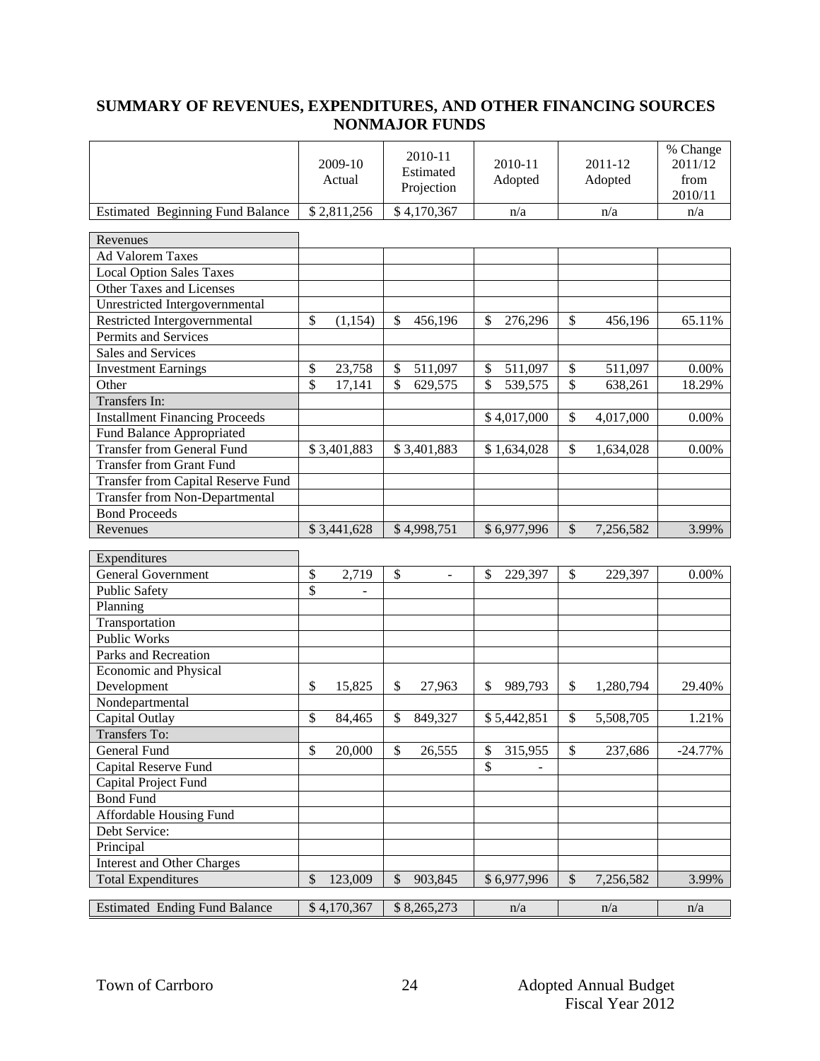## SUMMARY OF REVENUES, EXPENDITURES, AND OTHER FINANCING SOURCES NONMAJOR FUNDS

| | 2009-10 Actual | 2010-11 Estimated Projection | 2010-11 Adopted | 2011-12 Adopted | % Change 2011/12 from 2010/11 |
|---|---|---|---|---|---|
| Estimated Beginning Fund Balance | $ 2,811,256 | $ 4,170,367 | n/a | n/a | n/a |
| **Revenues** | | | | | |
| Ad Valorem Taxes | | | | | |
| Local Option Sales Taxes | | | | | |
| Other Taxes and Licenses | | | | | |
| Unrestricted Intergovernmental | | | | | |
| Restricted Intergovernmental | $ (1,154) | $ 456,196 | $ 276,296 | $ 456,196 | 65.11% |
| Permits and Services | | | | | |
| Sales and Services | | | | | |
| Investment Earnings | $ 23,758 | $ 511,097 | $ 511,097 | $ 511,097 | 0.00% |
| Other | $ 17,141 | $ 629,575 | $ 539,575 | $ 638,261 | 18.29% |
| Transfers In: | | | | | |
| Installment Financing Proceeds | | | $ 4,017,000 | $ 4,017,000 | 0.00% |
| Fund Balance Appropriated | | | | | |
| Transfer from General Fund | $ 3,401,883 | $ 3,401,883 | $ 1,634,028 | $ 1,634,028 | 0.00% |
| Transfer from Grant Fund | | | | | |
| Transfer from Capital Reserve Fund | | | | | |
| Transfer from Non-Departmental | | | | | |
| Bond Proceeds | | | | | |
| Revenues | $ 3,441,628 | $ 4,998,751 | $ 6,977,996 | $ 7,256,582 | 3.99% |
| **Expenditures** | | | | | |
| General Government | $ 2,719 | $ - | $ 229,397 | $ 229,397 | 0.00% |
| Public Safety | $ - | | | | |
| Planning | | | | | |
| Transportation | | | | | |
| Public Works | | | | | |
| Parks and Recreation | | | | | |
| Economic and Physical Development | $ 15,825 | $ 27,963 | $ 989,793 | $ 1,280,794 | 29.40% |
| Nondepartmental | | | | | |
| Capital Outlay | $ 84,465 | $ 849,327 | $ 5,442,851 | $ 5,508,705 | 1.21% |
| Transfers To: | | | | | |
| General Fund | $ 20,000 | $ 26,555 | $ 315,955 | $ 237,686 | -24.77% |
| Capital Reserve Fund | | | $ - | | |
| Capital Project Fund | | | | | |
| Bond Fund | | | | | |
| Affordable Housing Fund | | | | | |
| Debt Service: | | | | | |
| Principal | | | | | |
| Interest and Other Charges | | | | | |
| Total Expenditures | $ 123,009 | $ 903,845 | $ 6,977,996 | $ 7,256,582 | 3.99% |
| Estimated Ending Fund Balance | $ 4,170,367 | $ 8,265,273 | n/a | n/a | n/a |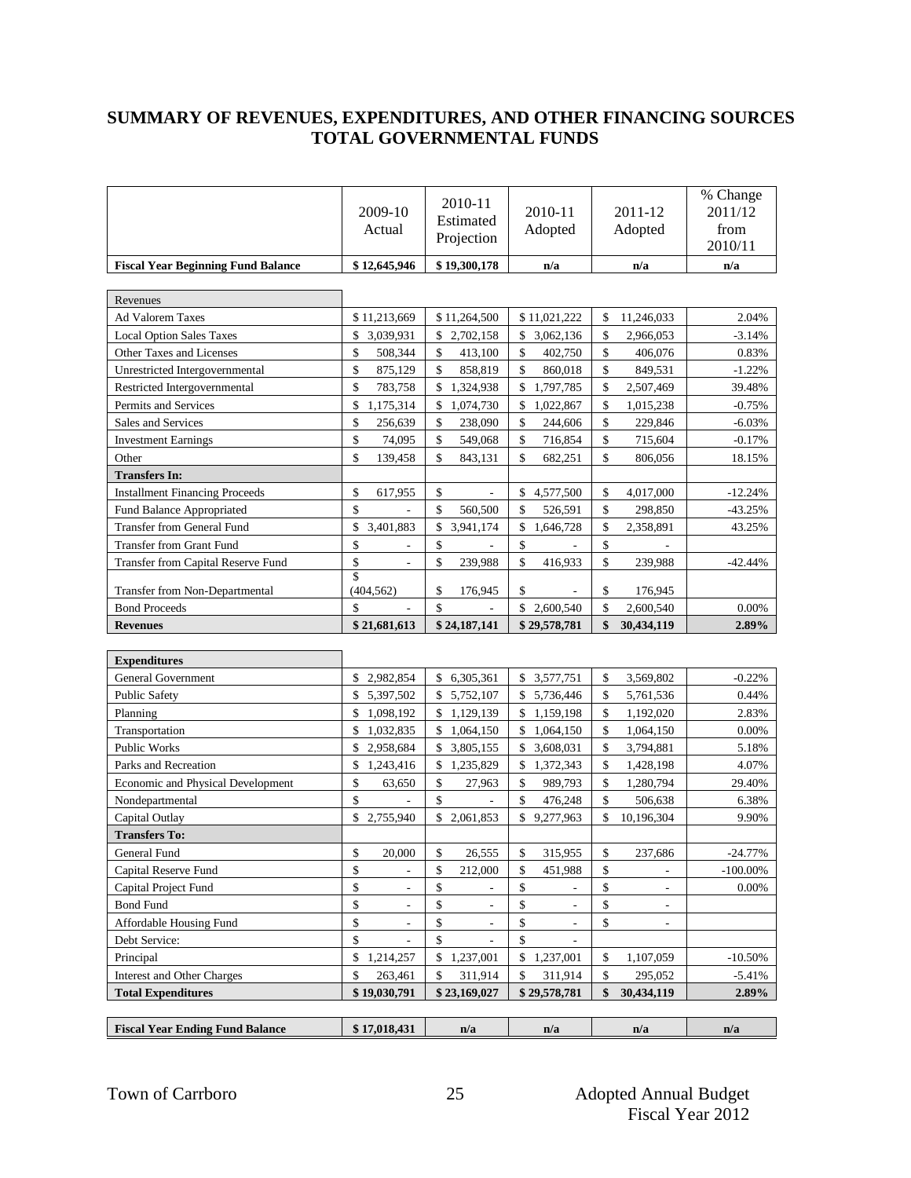## SUMMARY OF REVENUES, EXPENDITURES, AND OTHER FINANCING SOURCES TOTAL GOVERNMENTAL FUNDS

| | 2009-10 Actual | 2010-11 Estimated Projection | 2010-11 Adopted | 2011-12 Adopted | % Change 2011/12 from 2010/11 |
|---|---|---|---|---|---|
| **Fiscal Year Beginning Fund Balance** | **$ 12,645,946** | **$ 19,300,178** | **n/a** | **n/a** | **n/a** |
| Revenues | | | | | |
| Ad Valorem Taxes | $ 11,213,669 | $ 11,264,500 | $ 11,021,222 | $ 11,246,033 | 2.04% |
| Local Option Sales Taxes | $ 3,039,931 | $ 2,702,158 | $ 3,062,136 | $ 2,966,053 | -3.14% |
| Other Taxes and Licenses | $ 508,344 | $ 413,100 | $ 402,750 | $ 406,076 | 0.83% |
| Unrestricted Intergovernmental | $ 875,129 | $ 858,819 | $ 860,018 | $ 849,531 | -1.22% |
| Restricted Intergovernmental | $ 783,758 | $ 1,324,938 | $ 1,797,785 | $ 2,507,469 | 39.48% |
| Permits and Services | $ 1,175,314 | $ 1,074,730 | $ 1,022,867 | $ 1,015,238 | -0.75% |
| Sales and Services | $ 256,639 | $ 238,090 | $ 244,606 | $ 229,846 | -6.03% |
| Investment Earnings | $ 74,095 | $ 549,068 | $ 716,854 | $ 715,604 | -0.17% |
| Other | $ 139,458 | $ 843,131 | $ 682,251 | $ 806,056 | 18.15% |
| **Transfers In:** | | | | | |
| Installment Financing Proceeds | $ 617,955 | $ - | $ 4,577,500 | $ 4,017,000 | -12.24% |
| Fund Balance Appropriated | $ - | $ 560,500 | $ 526,591 | $ 298,850 | -43.25% |
| Transfer from General Fund | $ 3,401,883 | $ 3,941,174 | $ 1,646,728 | $ 2,358,891 | 43.25% |
| Transfer from Grant Fund | $ - | $ - | $ - | $ - | |
| Transfer from Capital Reserve Fund | $ - | $ 239,988 | $ 416,933 | $ 239,988 | -42.44% |
| Transfer from Non-Departmental | $ (404,562) | $ 176,945 | $ - | $ 176,945 | |
| Bond Proceeds | $ - | $ - | $ 2,600,540 | $ 2,600,540 | 0.00% |
| **Revenues** | **$ 21,681,613** | **$ 24,187,141** | **$ 29,578,781** | **$ 30,434,119** | **2.89%** |
| **Expenditures** | | | | | |
| General Government | $ 2,982,854 | $ 6,305,361 | $ 3,577,751 | $ 3,569,802 | -0.22% |
| Public Safety | $ 5,397,502 | $ 5,752,107 | $ 5,736,446 | $ 5,761,536 | 0.44% |
| Planning | $ 1,098,192 | $ 1,129,139 | $ 1,159,198 | $ 1,192,020 | 2.83% |
| Transportation | $ 1,032,835 | $ 1,064,150 | $ 1,064,150 | $ 1,064,150 | 0.00% |
| Public Works | $ 2,958,684 | $ 3,805,155 | $ 3,608,031 | $ 3,794,881 | 5.18% |
| Parks and Recreation | $ 1,243,416 | $ 1,235,829 | $ 1,372,343 | $ 1,428,198 | 4.07% |
| Economic and Physical Development | $ 63,650 | $ 27,963 | $ 989,793 | $ 1,280,794 | 29.40% |
| Nondepartmental | $ - | $ - | $ 476,248 | $ 506,638 | 6.38% |
| Capital Outlay | $ 2,755,940 | $ 2,061,853 | $ 9,277,963 | $ 10,196,304 | 9.90% |
| **Transfers To:** | | | | | |
| General Fund | $ 20,000 | $ 26,555 | $ 315,955 | $ 237,686 | -24.77% |
| Capital Reserve Fund | $ - | $ 212,000 | $ 451,988 | $ - | -100.00% |
| Capital Project Fund | $ - | $ - | $ - | $ - | 0.00% |
| Bond Fund | $ - | $ - | $ - | $ - | |
| Affordable Housing Fund | $ - | $ - | $ - | $ - | |
| Debt Service: | $ - | $ - | $ - | | |
| Principal | $ 1,214,257 | $ 1,237,001 | $ 1,237,001 | $ 1,107,059 | -10.50% |
| Interest and Other Charges | $ 263,461 | $ 311,914 | $ 311,914 | $ 295,052 | -5.41% |
| **Total Expenditures** | **$ 19,030,791** | **$ 23,169,027** | **$ 29,578,781** | **$ 30,434,119** | **2.89%** |
| **Fiscal Year Ending Fund Balance** | **$ 17,018,431** | **n/a** | **n/a** | **n/a** | **n/a** |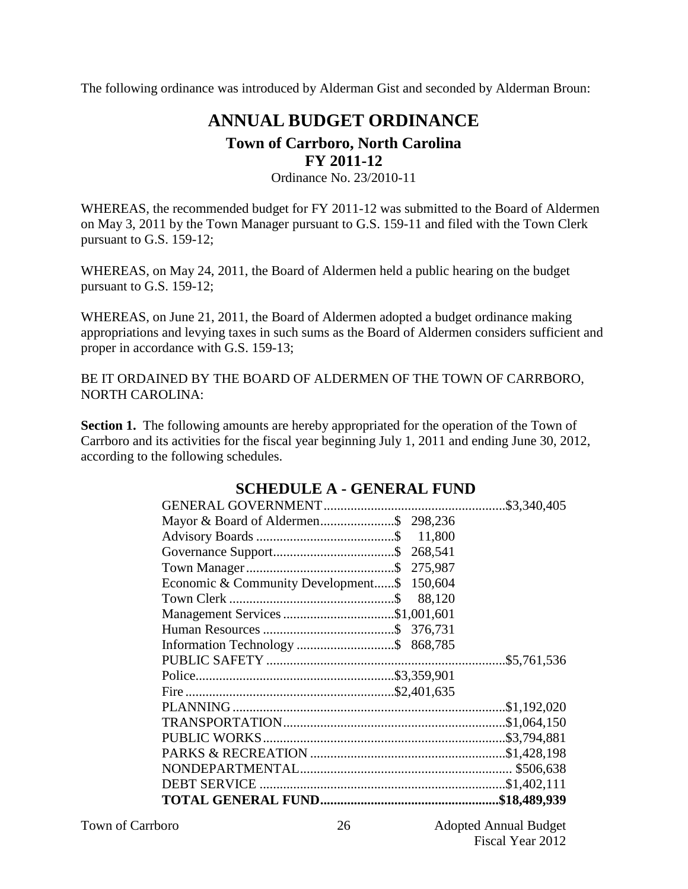The following ordinance was introduced by Alderman Gist and seconded by Alderman Broun:

# ANNUAL BUDGET ORDINANCE

## Town of Carrboro, North Carolina

## FY 2011-12

Ordinance No. 23/2010-11

WHEREAS, the recommended budget for FY 2011-12 was submitted to the Board of Aldermen on May 3, 2011 by the Town Manager pursuant to G.S. 159-11 and filed with the Town Clerk pursuant to G.S. 159-12;

WHEREAS, on May 24, 2011, the Board of Aldermen held a public hearing on the budget pursuant to G.S. 159-12;

WHEREAS, on June 21, 2011, the Board of Aldermen adopted a budget ordinance making appropriations and levying taxes in such sums as the Board of Aldermen considers sufficient and proper in accordance with G.S. 159-13;

BE IT ORDAINED BY THE BOARD OF ALDERMEN OF THE TOWN OF CARRBORO, NORTH CAROLINA:

**Section 1.** The following amounts are hereby appropriated for the operation of the Town of Carrboro and its activities for the fiscal year beginning July 1, 2011 and ending June 30, 2012, according to the following schedules.

## SCHEDULE A - GENERAL FUND

| | | |
|---|---|---|
| GENERAL GOVERNMENT | | $3,340,405 |
| Mayor & Board of Aldermen | $ 298,236 | |
| Advisory Boards | $ 11,800 | |
| Governance Support | $ 268,541 | |
| Town Manager | $ 275,987 | |
| Economic & Community Development | $ 150,604 | |
| Town Clerk | $ 88,120 | |
| Management Services | $1,001,601 | |
| Human Resources | $ 376,731 | |
| Information Technology | $ 868,785 | |
| PUBLIC SAFETY | | $5,761,536 |
| Police | $3,359,901 | |
| Fire | $2,401,635 | |
| PLANNING | | $1,192,020 |
| TRANSPORTATION | | $1,064,150 |
| PUBLIC WORKS | | $3,794,881 |
| PARKS & RECREATION | | $1,428,198 |
| NONDEPARTMENTAL | | $506,638 |
| DEBT SERVICE | | $1,402,111 |
| **TOTAL GENERAL FUND** | | **$18,489,939** |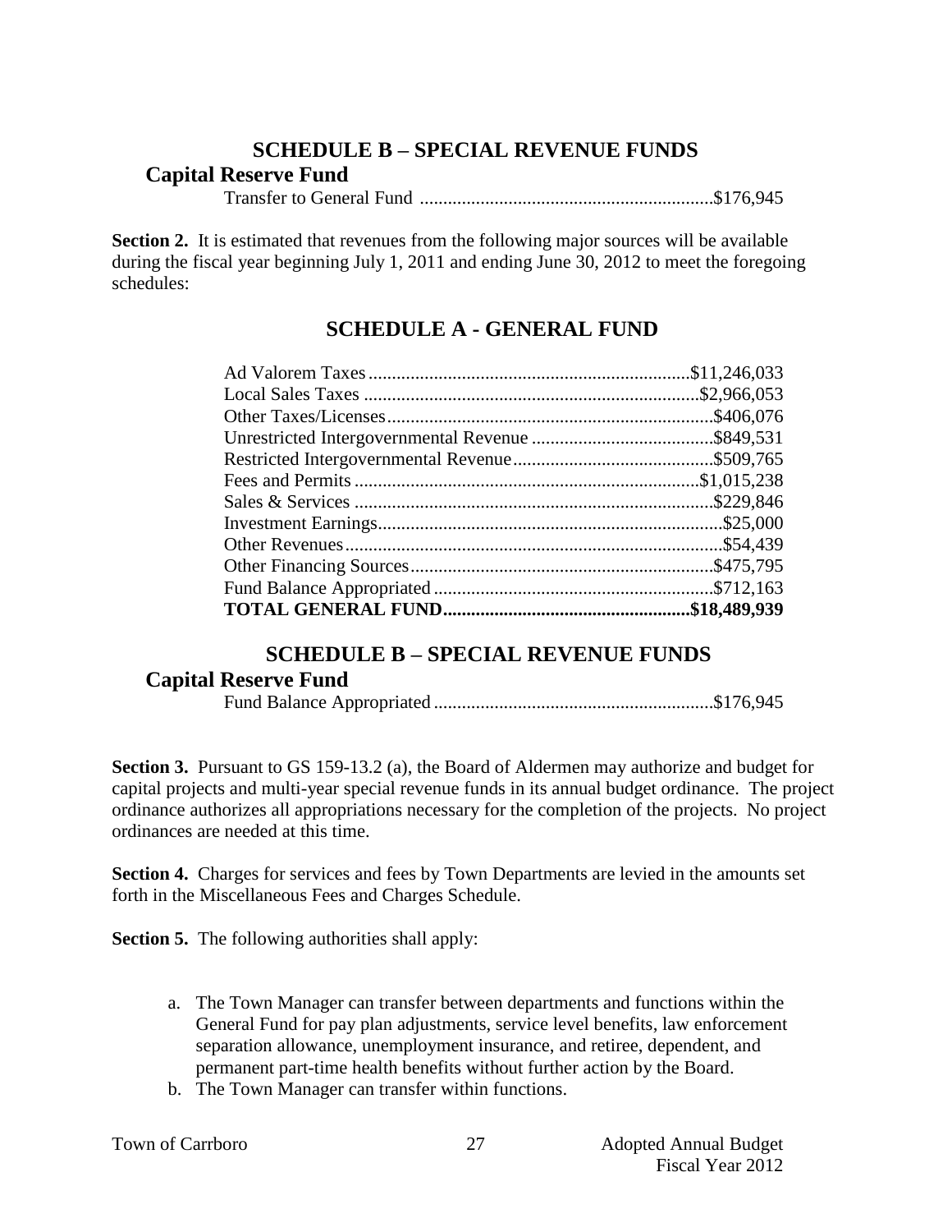## SCHEDULE B – SPECIAL REVENUE FUNDS

### Capital Reserve Fund

| | |
|---|---|
| Transfer to General Fund | $176,945 |

**Section 2.** It is estimated that revenues from the following major sources will be available during the fiscal year beginning July 1, 2011 and ending June 30, 2012 to meet the foregoing schedules:

## SCHEDULE A - GENERAL FUND

| | |
|---|---|
| Ad Valorem Taxes | $11,246,033 |
| Local Sales Taxes | $2,966,053 |
| Other Taxes/Licenses | $406,076 |
| Unrestricted Intergovernmental Revenue | $849,531 |
| Restricted Intergovernmental Revenue | $509,765 |
| Fees and Permits | $1,015,238 |
| Sales & Services | $229,846 |
| Investment Earnings | $25,000 |
| Other Revenues | $54,439 |
| Other Financing Sources | $475,795 |
| Fund Balance Appropriated | $712,163 |
| **TOTAL GENERAL FUND** | **$18,489,939** |

## SCHEDULE B – SPECIAL REVENUE FUNDS

### Capital Reserve Fund

| | |
|---|---|
| Fund Balance Appropriated | $176,945 |

**Section 3.** Pursuant to GS 159-13.2 (a), the Board of Aldermen may authorize and budget for capital projects and multi-year special revenue funds in its annual budget ordinance. The project ordinance authorizes all appropriations necessary for the completion of the projects. No project ordinances are needed at this time.

**Section 4.** Charges for services and fees by Town Departments are levied in the amounts set forth in the Miscellaneous Fees and Charges Schedule.

**Section 5.** The following authorities shall apply:

a. The Town Manager can transfer between departments and functions within the General Fund for pay plan adjustments, service level benefits, law enforcement separation allowance, unemployment insurance, and retiree, dependent, and permanent part-time health benefits without further action by the Board.

b. The Town Manager can transfer within functions.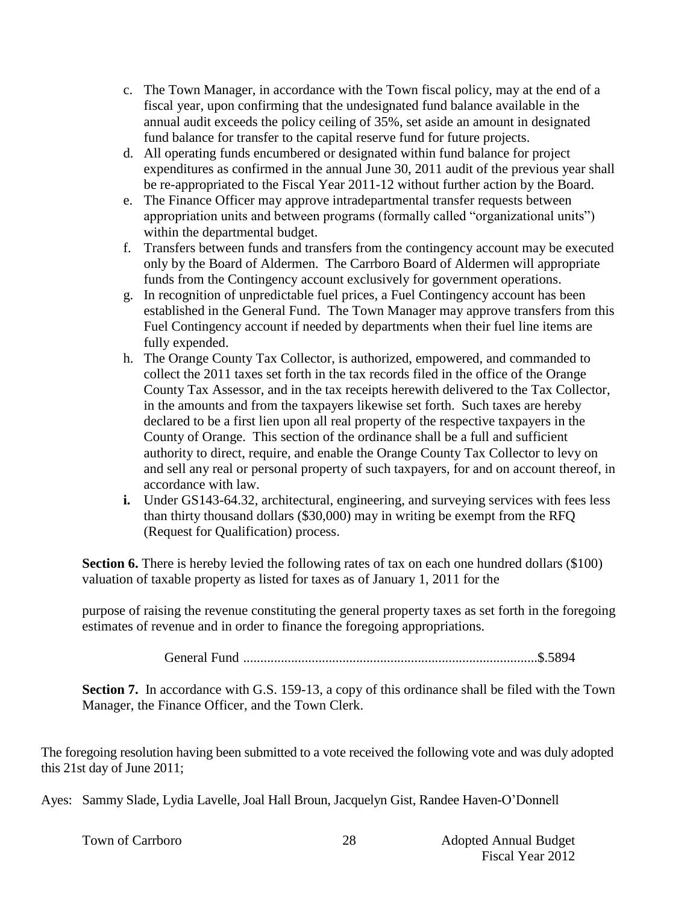c. The Town Manager, in accordance with the Town fiscal policy, may at the end of a fiscal year, upon confirming that the undesignated fund balance available in the annual audit exceeds the policy ceiling of 35%, set aside an amount in designated fund balance for transfer to the capital reserve fund for future projects.
d. All operating funds encumbered or designated within fund balance for project expenditures as confirmed in the annual June 30, 2011 audit of the previous year shall be re-appropriated to the Fiscal Year 2011-12 without further action by the Board.
e. The Finance Officer may approve intradepartmental transfer requests between appropriation units and between programs (formally called "organizational units") within the departmental budget.
f. Transfers between funds and transfers from the contingency account may be executed only by the Board of Aldermen. The Carrboro Board of Aldermen will appropriate funds from the Contingency account exclusively for government operations.
g. In recognition of unpredictable fuel prices, a Fuel Contingency account has been established in the General Fund. The Town Manager may approve transfers from this Fuel Contingency account if needed by departments when their fuel line items are fully expended.
h. The Orange County Tax Collector, is authorized, empowered, and commanded to collect the 2011 taxes set forth in the tax records filed in the office of the Orange County Tax Assessor, and in the tax receipts herewith delivered to the Tax Collector, in the amounts and from the taxpayers likewise set forth. Such taxes are hereby declared to be a first lien upon all real property of the respective taxpayers in the County of Orange. This section of the ordinance shall be a full and sufficient authority to direct, require, and enable the Orange County Tax Collector to levy on and sell any real or personal property of such taxpayers, for and on account thereof, in accordance with law.
**i.** Under GS143-64.32, architectural, engineering, and surveying services with fees less than thirty thousand dollars ($30,000) may in writing be exempt from the RFQ (Request for Qualification) process.

**Section 6.** There is hereby levied the following rates of tax on each one hundred dollars ($100) valuation of taxable property as listed for taxes as of January 1, 2011 for the

purpose of raising the revenue constituting the general property taxes as set forth in the foregoing estimates of revenue and in order to finance the foregoing appropriations.

General Fund ....................................................................................$.5894

**Section 7.** In accordance with G.S. 159-13, a copy of this ordinance shall be filed with the Town Manager, the Finance Officer, and the Town Clerk.

The foregoing resolution having been submitted to a vote received the following vote and was duly adopted this 21st day of June 2011;

Ayes: Sammy Slade, Lydia Lavelle, Joal Hall Broun, Jacquelyn Gist, Randee Haven-O'Donnell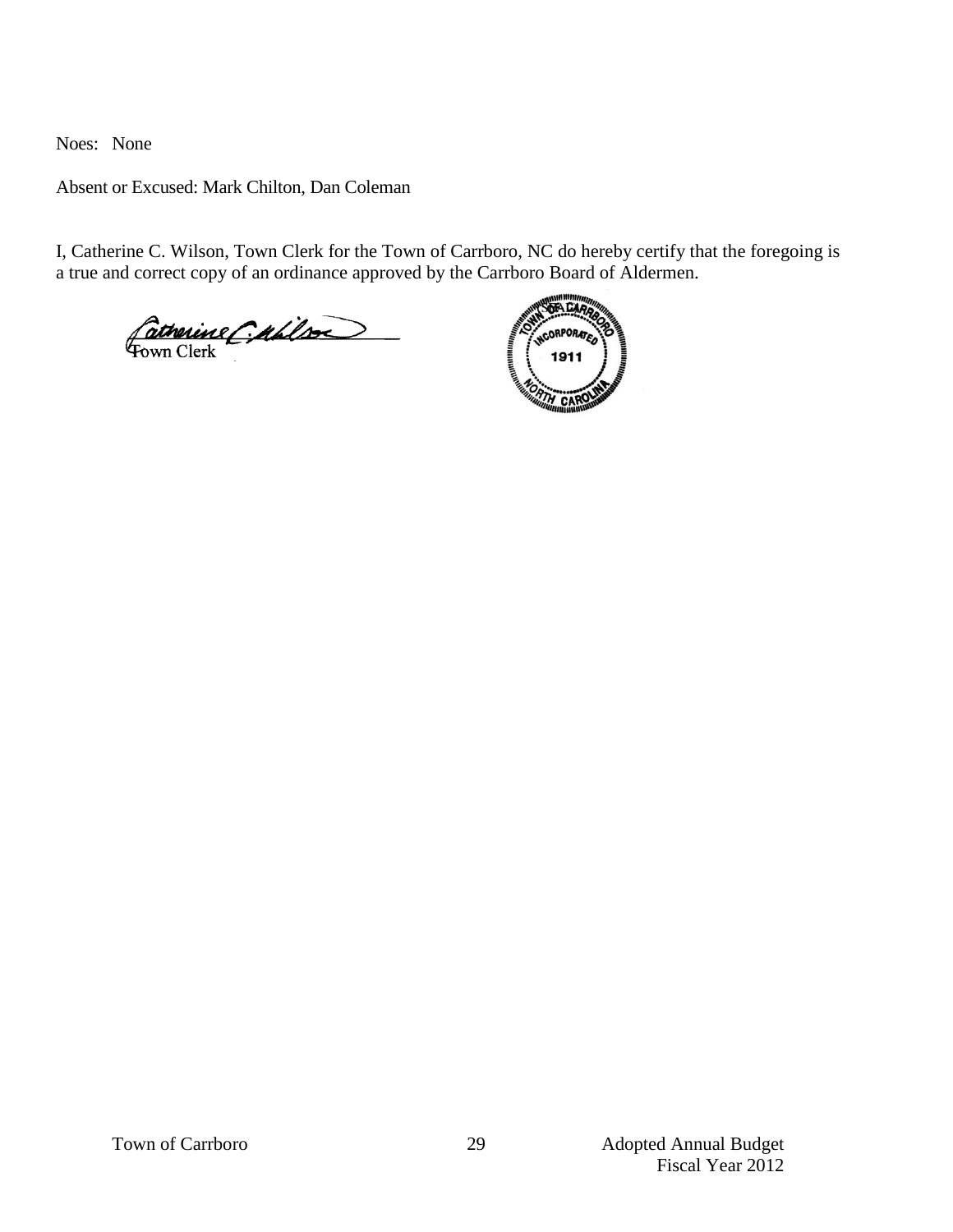Noes: None

Absent or Excused: Mark Chilton, Dan Coleman

I, Catherine C. Wilson, Town Clerk for the Town of Carrboro, NC do hereby certify that the foregoing is a true and correct copy of an ordinance approved by the Carrboro Board of Aldermen.

Town Clerk